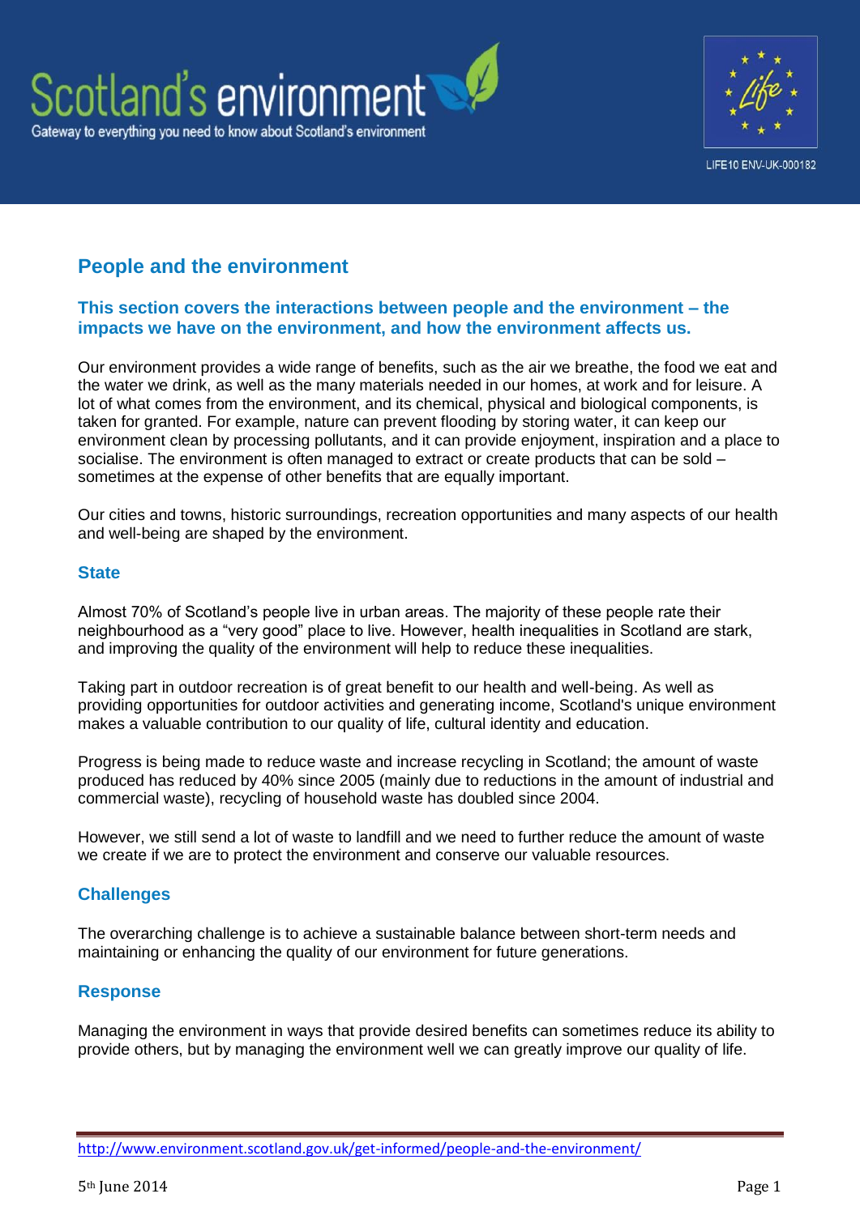Scotland's environment

Gateway to everything you need to know about Scotland's environment

LIFE10 ENV-UK-000182

# People and the environment

## This section covers the interactions between people and the environment – the impacts we have on the environment, and how the environment affects us.

Our environment provides a wide range of benefits, such as the air we breathe, the food we eat and the water we drink, as well as the many materials needed in our homes, at work and for leisure. A lot of what comes from the environment, and its chemical, physical and biological components, is taken for granted. For example, nature can prevent flooding by storing water, it can keep our environment clean by processing pollutants, and it can provide enjoyment, inspiration and a place to socialise. The environment is often managed to extract or create products that can be sold – sometimes at the expense of other benefits that are equally important.

Our cities and towns, historic surroundings, recreation opportunities and many aspects of our health and well-being are shaped by the environment.

### State

Almost 70% of Scotland's people live in urban areas. The majority of these people rate their neighbourhood as a "very good" place to live. However, health inequalities in Scotland are stark, and improving the quality of the environment will help to reduce these inequalities.

Taking part in outdoor recreation is of great benefit to our health and well-being. As well as providing opportunities for outdoor activities and generating income, Scotland's unique environment makes a valuable contribution to our quality of life, cultural identity and education.

Progress is being made to reduce waste and increase recycling in Scotland; the amount of waste produced has reduced by 40% since 2005 (mainly due to reductions in the amount of industrial and commercial waste), recycling of household waste has doubled since 2004.

However, we still send a lot of waste to landfill and we need to further reduce the amount of waste we create if we are to protect the environment and conserve our valuable resources.

### Challenges

The overarching challenge is to achieve a sustainable balance between short-term needs and maintaining or enhancing the quality of our environment for future generations.

### Response

Managing the environment in ways that provide desired benefits can sometimes reduce its ability to provide others, but by managing the environment well we can greatly improve our quality of life.

http://www.environment.scotland.gov.uk/get-informed/people-and-the-environment/

5th June 2014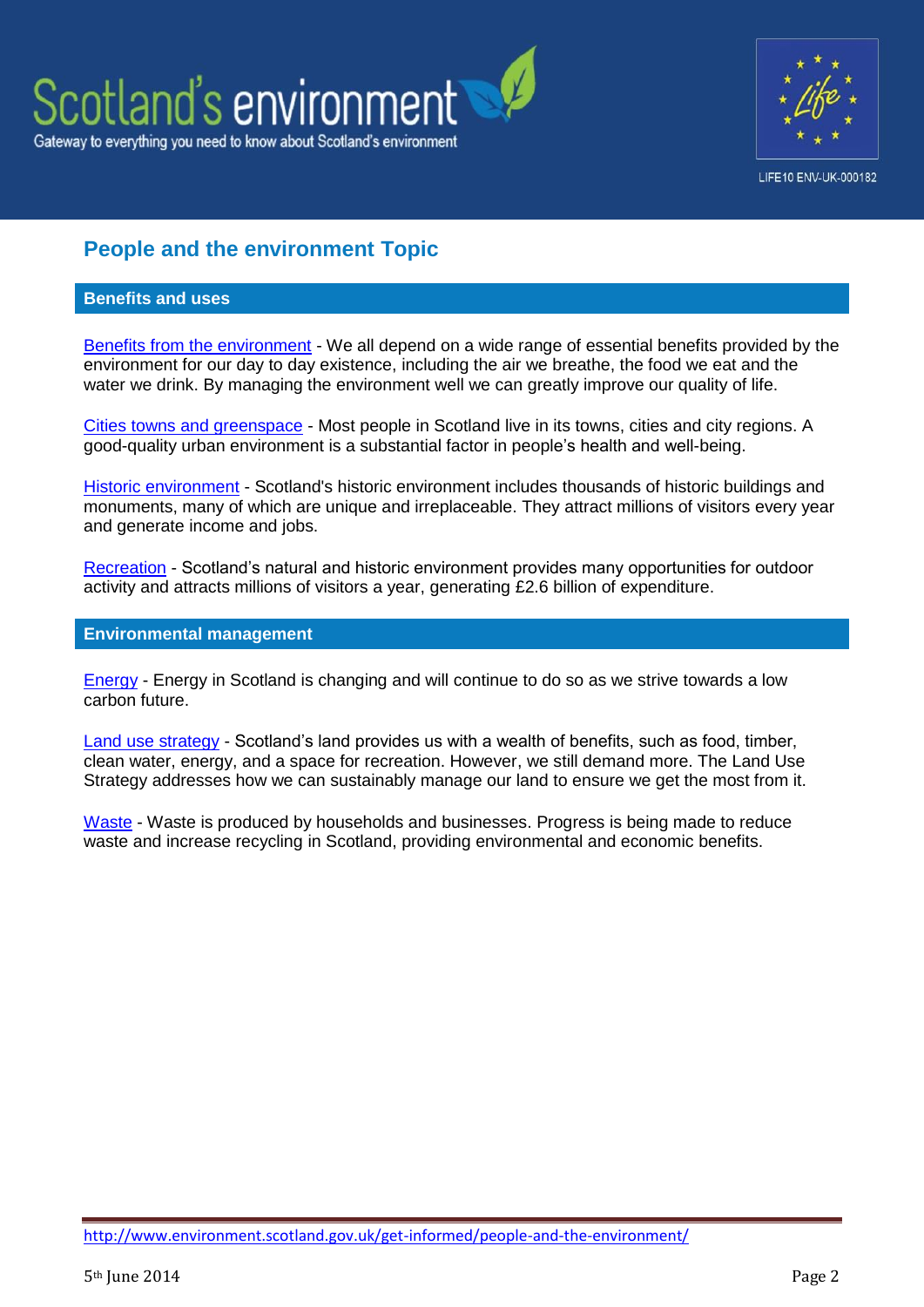## People and the environment Topic

### Benefits and uses

Benefits from the environment - We all depend on a wide range of essential benefits provided by the environment for our day to day existence, including the air we breathe, the food we eat and the water we drink. By managing the environment well we can greatly improve our quality of life.

Cities towns and greenspace - Most people in Scotland live in its towns, cities and city regions. A good-quality urban environment is a substantial factor in people's health and well-being.

Historic environment - Scotland's historic environment includes thousands of historic buildings and monuments, many of which are unique and irreplaceable. They attract millions of visitors every year and generate income and jobs.

Recreation - Scotland's natural and historic environment provides many opportunities for outdoor activity and attracts millions of visitors a year, generating £2.6 billion of expenditure.

### Environmental management

Energy - Energy in Scotland is changing and will continue to do so as we strive towards a low carbon future.

Land use strategy - Scotland's land provides us with a wealth of benefits, such as food, timber, clean water, energy, and a space for recreation. However, we still demand more. The Land Use Strategy addresses how we can sustainably manage our land to ensure we get the most from it.

Waste - Waste is produced by households and businesses. Progress is being made to reduce waste and increase recycling in Scotland, providing environmental and economic benefits.